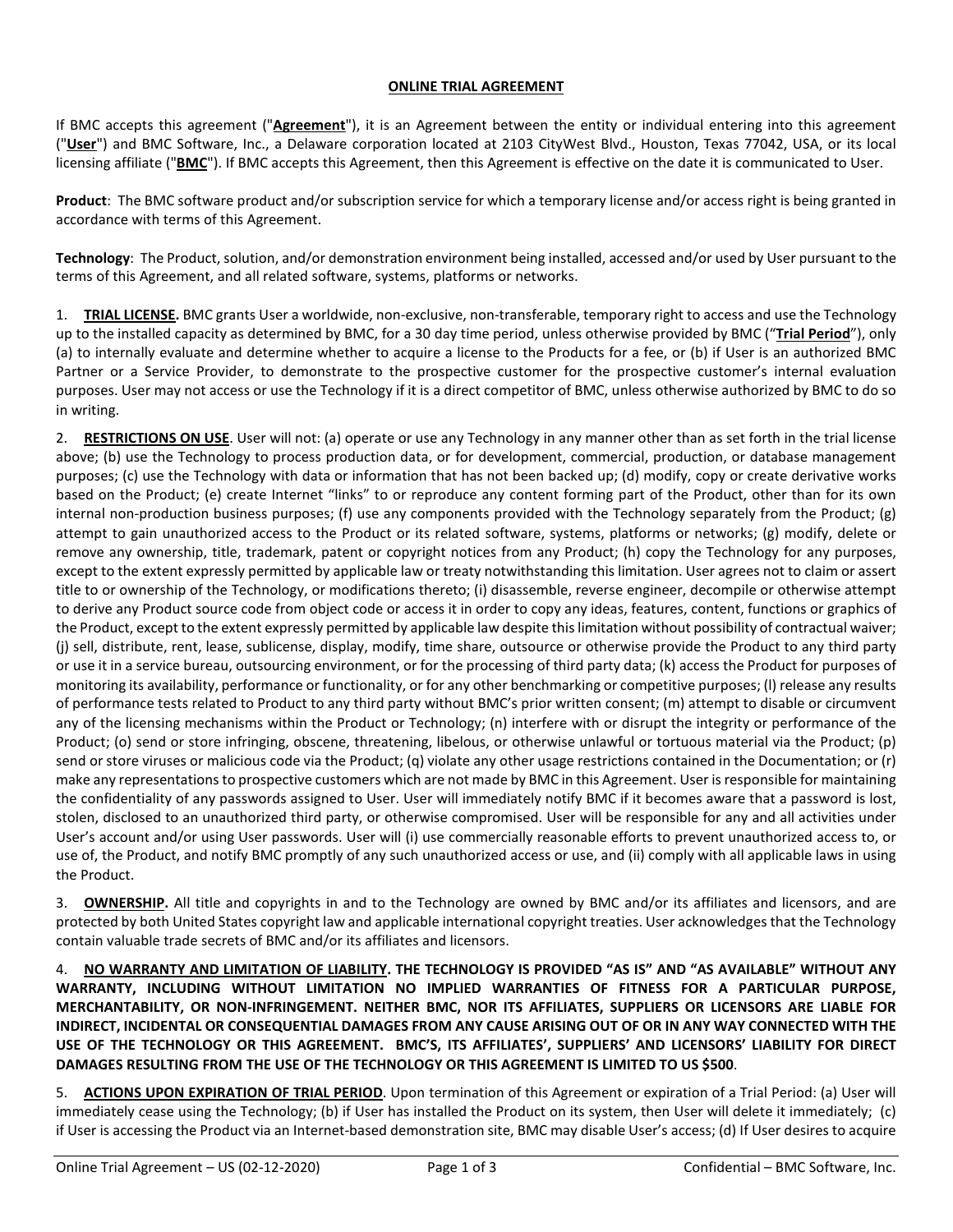**ONLINE TRIAL AGREEMENT**

If BMC accepts this agreement ("**Agreement**"), it is an Agreement between the entity or individual entering into this agreement ("**User**") and BMC Software, Inc., a Delaware corporation located at 2103 CityWest Blvd., Houston, Texas 77042, USA, or its local licensing affiliate ("**BMC**"). If BMC accepts this Agreement, then this Agreement is effective on the date it is communicated to User.

**Product**: The BMC software product and/or subscription service for which a temporary license and/or access right is being granted in accordance with terms of this Agreement.

**Technology**: The Product, solution, and/or demonstration environment being installed, accessed and/or used by User pursuant to the terms of this Agreement, and all related software, systems, platforms or networks.

1. **TRIAL LICENSE.** BMC grants User a worldwide, non-exclusive, non-transferable, temporary right to access and use the Technology up to the installed capacity as determined by BMC, for a 30 day time period, unless otherwise provided by BMC ("**Trial Period**"), only (a) to internally evaluate and determine whether to acquire a license to the Products for a fee, or (b) if User is an authorized BMC Partner or a Service Provider, to demonstrate to the prospective customer for the prospective customer's internal evaluation purposes. User may not access or use the Technology if it is a direct competitor of BMC, unless otherwise authorized by BMC to do so in writing.

2. **RESTRICTIONS ON USE**. User will not: (a) operate or use any Technology in any manner other than as set forth in the trial license above; (b) use the Technology to process production data, or for development, commercial, production, or database management purposes; (c) use the Technology with data or information that has not been backed up; (d) modify, copy or create derivative works based on the Product; (e) create Internet "links" to or reproduce any content forming part of the Product, other than for its own internal non-production business purposes; (f) use any components provided with the Technology separately from the Product; (g) attempt to gain unauthorized access to the Product or its related software, systems, platforms or networks; (g) modify, delete or remove any ownership, title, trademark, patent or copyright notices from any Product; (h) copy the Technology for any purposes, except to the extent expressly permitted by applicable law or treaty notwithstanding this limitation. User agrees not to claim or assert title to or ownership of the Technology, or modifications thereto; (i) disassemble, reverse engineer, decompile or otherwise attempt to derive any Product source code from object code or access it in order to copy any ideas, features, content, functions or graphics of the Product, except to the extent expressly permitted by applicable law despite this limitation without possibility of contractual waiver; (j) sell, distribute, rent, lease, sublicense, display, modify, time share, outsource or otherwise provide the Product to any third party or use it in a service bureau, outsourcing environment, or for the processing of third party data; (k) access the Product for purposes of monitoring its availability, performance or functionality, or for any other benchmarking or competitive purposes; (l) release any results of performance tests related to Product to any third party without BMC's prior written consent; (m) attempt to disable or circumvent any of the licensing mechanisms within the Product or Technology; (n) interfere with or disrupt the integrity or performance of the Product; (o) send or store infringing, obscene, threatening, libelous, or otherwise unlawful or tortuous material via the Product; (p) send or store viruses or malicious code via the Product; (q) violate any other usage restrictions contained in the Documentation; or (r) make any representations to prospective customers which are not made by BMC in this Agreement. User is responsible for maintaining the confidentiality of any passwords assigned to User. User will immediately notify BMC if it becomes aware that a password is lost, stolen, disclosed to an unauthorized third party, or otherwise compromised. User will be responsible for any and all activities under User's account and/or using User passwords. User will (i) use commercially reasonable efforts to prevent unauthorized access to, or use of, the Product, and notify BMC promptly of any such unauthorized access or use, and (ii) comply with all applicable laws in using the Product.

3. **OWNERSHIP.** All title and copyrights in and to the Technology are owned by BMC and/or its affiliates and licensors, and are protected by both United States copyright law and applicable international copyright treaties. User acknowledges that the Technology contain valuable trade secrets of BMC and/or its affiliates and licensors.

4. **NO WARRANTY AND LIMITATION OF LIABILITY. THE TECHNOLOGY IS PROVIDED "AS IS" AND "AS AVAILABLE" WITHOUT ANY WARRANTY, INCLUDING WITHOUT LIMITATION NO IMPLIED WARRANTIES OF FITNESS FOR A PARTICULAR PURPOSE, MERCHANTABILITY, OR NON-INFRINGEMENT. NEITHER BMC, NOR ITS AFFILIATES, SUPPLIERS OR LICENSORS ARE LIABLE FOR INDIRECT, INCIDENTAL OR CONSEQUENTIAL DAMAGES FROM ANY CAUSE ARISING OUT OF OR IN ANY WAY CONNECTED WITH THE USE OF THE TECHNOLOGY OR THIS AGREEMENT. BMC'S, ITS AFFILIATES', SUPPLIERS' AND LICENSORS' LIABILITY FOR DIRECT DAMAGES RESULTING FROM THE USE OF THE TECHNOLOGY OR THIS AGREEMENT IS LIMITED TO US $500**.

5. **ACTIONS UPON EXPIRATION OF TRIAL PERIOD**. Upon termination of this Agreement or expiration of a Trial Period: (a) User will immediately cease using the Technology; (b) if User has installed the Product on its system, then User will delete it immediately; (c) if User is accessing the Product via an Internet-based demonstration site, BMC may disable User's access; (d) If User desires to acquire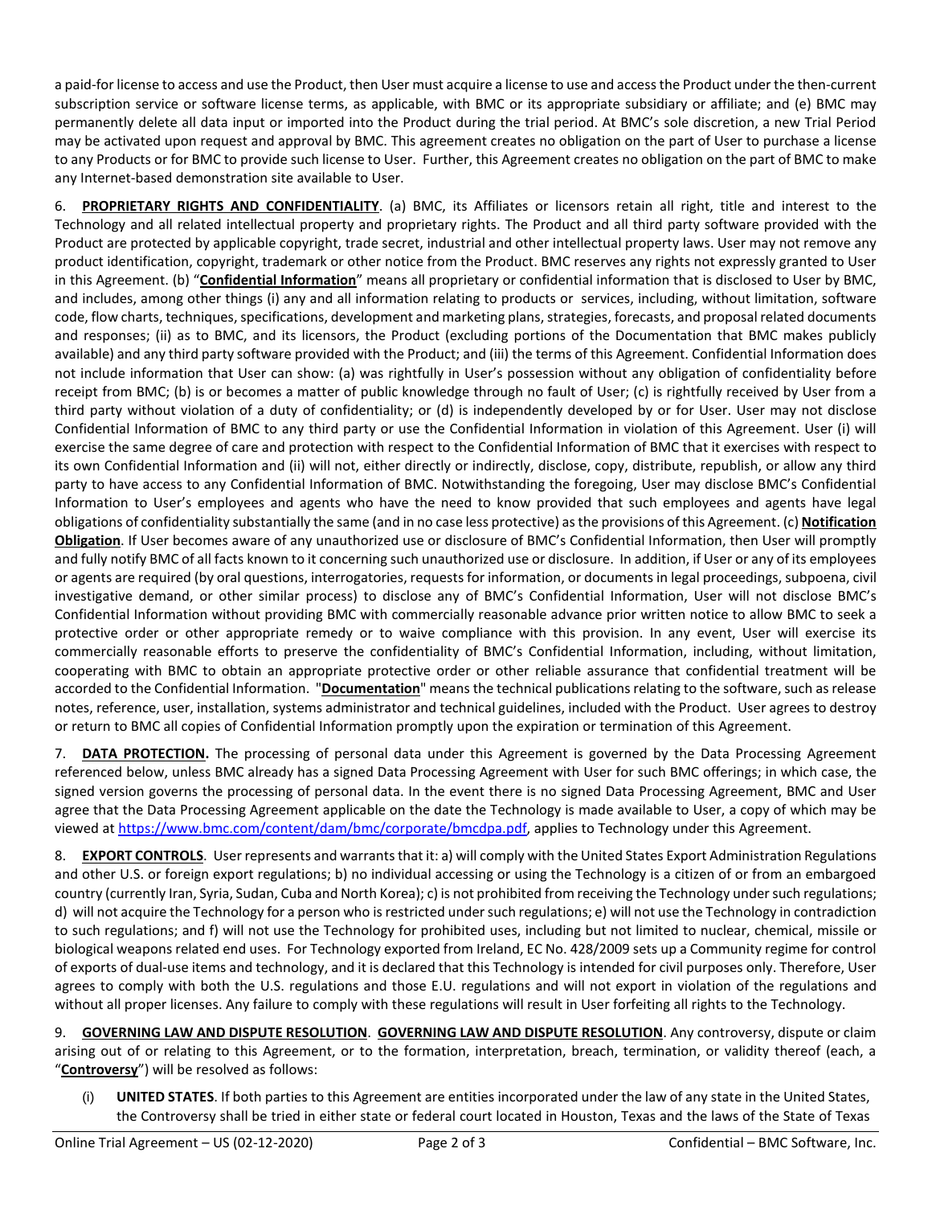a paid-for license to access and use the Product, then User must acquire a license to use and access the Product under the then-current subscription service or software license terms, as applicable, with BMC or its appropriate subsidiary or affiliate; and (e) BMC may permanently delete all data input or imported into the Product during the trial period. At BMC's sole discretion, a new Trial Period may be activated upon request and approval by BMC. This agreement creates no obligation on the part of User to purchase a license to any Products or for BMC to provide such license to User. Further, this Agreement creates no obligation on the part of BMC to make any Internet-based demonstration site available to User.

6. **PROPRIETARY RIGHTS AND CONFIDENTIALITY**. (a) BMC, its Affiliates or licensors retain all right, title and interest to the Technology and all related intellectual property and proprietary rights. The Product and all third party software provided with the Product are protected by applicable copyright, trade secret, industrial and other intellectual property laws. User may not remove any product identification, copyright, trademark or other notice from the Product. BMC reserves any rights not expressly granted to User in this Agreement. (b) "**Confidential Information**" means all proprietary or confidential information that is disclosed to User by BMC, and includes, among other things (i) any and all information relating to products or services, including, without limitation, software code, flow charts, techniques, specifications, development and marketing plans, strategies, forecasts, and proposal related documents and responses; (ii) as to BMC, and its licensors, the Product (excluding portions of the Documentation that BMC makes publicly available) and any third party software provided with the Product; and (iii) the terms of this Agreement. Confidential Information does not include information that User can show: (a) was rightfully in User's possession without any obligation of confidentiality before receipt from BMC; (b) is or becomes a matter of public knowledge through no fault of User; (c) is rightfully received by User from a third party without violation of a duty of confidentiality; or (d) is independently developed by or for User. User may not disclose Confidential Information of BMC to any third party or use the Confidential Information in violation of this Agreement. User (i) will exercise the same degree of care and protection with respect to the Confidential Information of BMC that it exercises with respect to its own Confidential Information and (ii) will not, either directly or indirectly, disclose, copy, distribute, republish, or allow any third party to have access to any Confidential Information of BMC. Notwithstanding the foregoing, User may disclose BMC's Confidential Information to User's employees and agents who have the need to know provided that such employees and agents have legal obligations of confidentiality substantially the same (and in no case less protective) as the provisions of this Agreement. (c) **Notification Obligation**. If User becomes aware of any unauthorized use or disclosure of BMC's Confidential Information, then User will promptly and fully notify BMC of all facts known to it concerning such unauthorized use or disclosure. In addition, if User or any of its employees or agents are required (by oral questions, interrogatories, requests for information, or documents in legal proceedings, subpoena, civil investigative demand, or other similar process) to disclose any of BMC's Confidential Information, User will not disclose BMC's Confidential Information without providing BMC with commercially reasonable advance prior written notice to allow BMC to seek a protective order or other appropriate remedy or to waive compliance with this provision. In any event, User will exercise its commercially reasonable efforts to preserve the confidentiality of BMC's Confidential Information, including, without limitation, cooperating with BMC to obtain an appropriate protective order or other reliable assurance that confidential treatment will be accorded to the Confidential Information. "**Documentation**" means the technical publications relating to the software, such as release notes, reference, user, installation, systems administrator and technical guidelines, included with the Product. User agrees to destroy or return to BMC all copies of Confidential Information promptly upon the expiration or termination of this Agreement.

7. **DATA PROTECTION.** The processing of personal data under this Agreement is governed by the Data Processing Agreement referenced below, unless BMC already has a signed Data Processing Agreement with User for such BMC offerings; in which case, the signed version governs the processing of personal data. In the event there is no signed Data Processing Agreement, BMC and User agree that the Data Processing Agreement applicable on the date the Technology is made available to User, a copy of which may be viewed at https://www.bmc.com/content/dam/bmc/corporate/bmcdpa.pdf, applies to Technology under this Agreement.

8. **EXPORT CONTROLS**. User represents and warrants that it: a) will comply with the United States Export Administration Regulations and other U.S. or foreign export regulations; b) no individual accessing or using the Technology is a citizen of or from an embargoed country (currently Iran, Syria, Sudan, Cuba and North Korea); c) is not prohibited from receiving the Technology under such regulations; d) will not acquire the Technology for a person who is restricted under such regulations; e) will not use the Technology in contradiction to such regulations; and f) will not use the Technology for prohibited uses, including but not limited to nuclear, chemical, missile or biological weapons related end uses. For Technology exported from Ireland, EC No. 428/2009 sets up a Community regime for control of exports of dual-use items and technology, and it is declared that this Technology is intended for civil purposes only. Therefore, User agrees to comply with both the U.S. regulations and those E.U. regulations and will not export in violation of the regulations and without all proper licenses. Any failure to comply with these regulations will result in User forfeiting all rights to the Technology.

9. **GOVERNING LAW AND DISPUTE RESOLUTION**. **GOVERNING LAW AND DISPUTE RESOLUTION**. Any controversy, dispute or claim arising out of or relating to this Agreement, or to the formation, interpretation, breach, termination, or validity thereof (each, a "**Controversy**") will be resolved as follows:

(i) **UNITED STATES**. If both parties to this Agreement are entities incorporated under the law of any state in the United States, the Controversy shall be tried in either state or federal court located in Houston, Texas and the laws of the State of Texas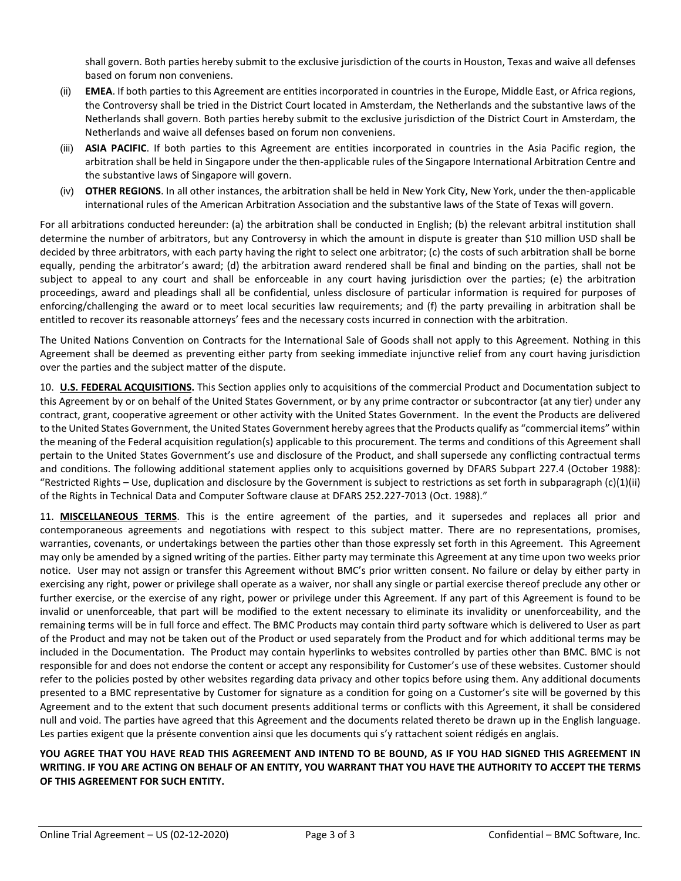shall govern. Both parties hereby submit to the exclusive jurisdiction of the courts in Houston, Texas and waive all defenses based on forum non conveniens.

(ii) **EMEA**. If both parties to this Agreement are entities incorporated in countries in the Europe, Middle East, or Africa regions, the Controversy shall be tried in the District Court located in Amsterdam, the Netherlands and the substantive laws of the Netherlands shall govern. Both parties hereby submit to the exclusive jurisdiction of the District Court in Amsterdam, the Netherlands and waive all defenses based on forum non conveniens.

(iii) **ASIA PACIFIC**. If both parties to this Agreement are entities incorporated in countries in the Asia Pacific region, the arbitration shall be held in Singapore under the then-applicable rules of the Singapore International Arbitration Centre and the substantive laws of Singapore will govern.

(iv) **OTHER REGIONS**. In all other instances, the arbitration shall be held in New York City, New York, under the then-applicable international rules of the American Arbitration Association and the substantive laws of the State of Texas will govern.

For all arbitrations conducted hereunder: (a) the arbitration shall be conducted in English; (b) the relevant arbitral institution shall determine the number of arbitrators, but any Controversy in which the amount in dispute is greater than $10 million USD shall be decided by three arbitrators, with each party having the right to select one arbitrator; (c) the costs of such arbitration shall be borne equally, pending the arbitrator's award; (d) the arbitration award rendered shall be final and binding on the parties, shall not be subject to appeal to any court and shall be enforceable in any court having jurisdiction over the parties; (e) the arbitration proceedings, award and pleadings shall all be confidential, unless disclosure of particular information is required for purposes of enforcing/challenging the award or to meet local securities law requirements; and (f) the party prevailing in arbitration shall be entitled to recover its reasonable attorneys' fees and the necessary costs incurred in connection with the arbitration.

The United Nations Convention on Contracts for the International Sale of Goods shall not apply to this Agreement. Nothing in this Agreement shall be deemed as preventing either party from seeking immediate injunctive relief from any court having jurisdiction over the parties and the subject matter of the dispute.

10. **U.S. FEDERAL ACQUISITIONS.** This Section applies only to acquisitions of the commercial Product and Documentation subject to this Agreement by or on behalf of the United States Government, or by any prime contractor or subcontractor (at any tier) under any contract, grant, cooperative agreement or other activity with the United States Government. In the event the Products are delivered to the United States Government, the United States Government hereby agrees that the Products qualify as "commercial items" within the meaning of the Federal acquisition regulation(s) applicable to this procurement. The terms and conditions of this Agreement shall pertain to the United States Government's use and disclosure of the Product, and shall supersede any conflicting contractual terms and conditions. The following additional statement applies only to acquisitions governed by DFARS Subpart 227.4 (October 1988): "Restricted Rights – Use, duplication and disclosure by the Government is subject to restrictions as set forth in subparagraph (c)(1)(ii) of the Rights in Technical Data and Computer Software clause at DFARS 252.227-7013 (Oct. 1988)."

11. **MISCELLANEOUS TERMS**. This is the entire agreement of the parties, and it supersedes and replaces all prior and contemporaneous agreements and negotiations with respect to this subject matter. There are no representations, promises, warranties, covenants, or undertakings between the parties other than those expressly set forth in this Agreement. This Agreement may only be amended by a signed writing of the parties. Either party may terminate this Agreement at any time upon two weeks prior notice. User may not assign or transfer this Agreement without BMC's prior written consent. No failure or delay by either party in exercising any right, power or privilege shall operate as a waiver, nor shall any single or partial exercise thereof preclude any other or further exercise, or the exercise of any right, power or privilege under this Agreement. If any part of this Agreement is found to be invalid or unenforceable, that part will be modified to the extent necessary to eliminate its invalidity or unenforceability, and the remaining terms will be in full force and effect. The BMC Products may contain third party software which is delivered to User as part of the Product and may not be taken out of the Product or used separately from the Product and for which additional terms may be included in the Documentation. The Product may contain hyperlinks to websites controlled by parties other than BMC. BMC is not responsible for and does not endorse the content or accept any responsibility for Customer's use of these websites. Customer should refer to the policies posted by other websites regarding data privacy and other topics before using them. Any additional documents presented to a BMC representative by Customer for signature as a condition for going on a Customer's site will be governed by this Agreement and to the extent that such document presents additional terms or conflicts with this Agreement, it shall be considered null and void. The parties have agreed that this Agreement and the documents related thereto be drawn up in the English language. Les parties exigent que la présente convention ainsi que les documents qui s'y rattachent soient rédigés en anglais.

**YOU AGREE THAT YOU HAVE READ THIS AGREEMENT AND INTEND TO BE BOUND, AS IF YOU HAD SIGNED THIS AGREEMENT IN WRITING. IF YOU ARE ACTING ON BEHALF OF AN ENTITY, YOU WARRANT THAT YOU HAVE THE AUTHORITY TO ACCEPT THE TERMS OF THIS AGREEMENT FOR SUCH ENTITY.**